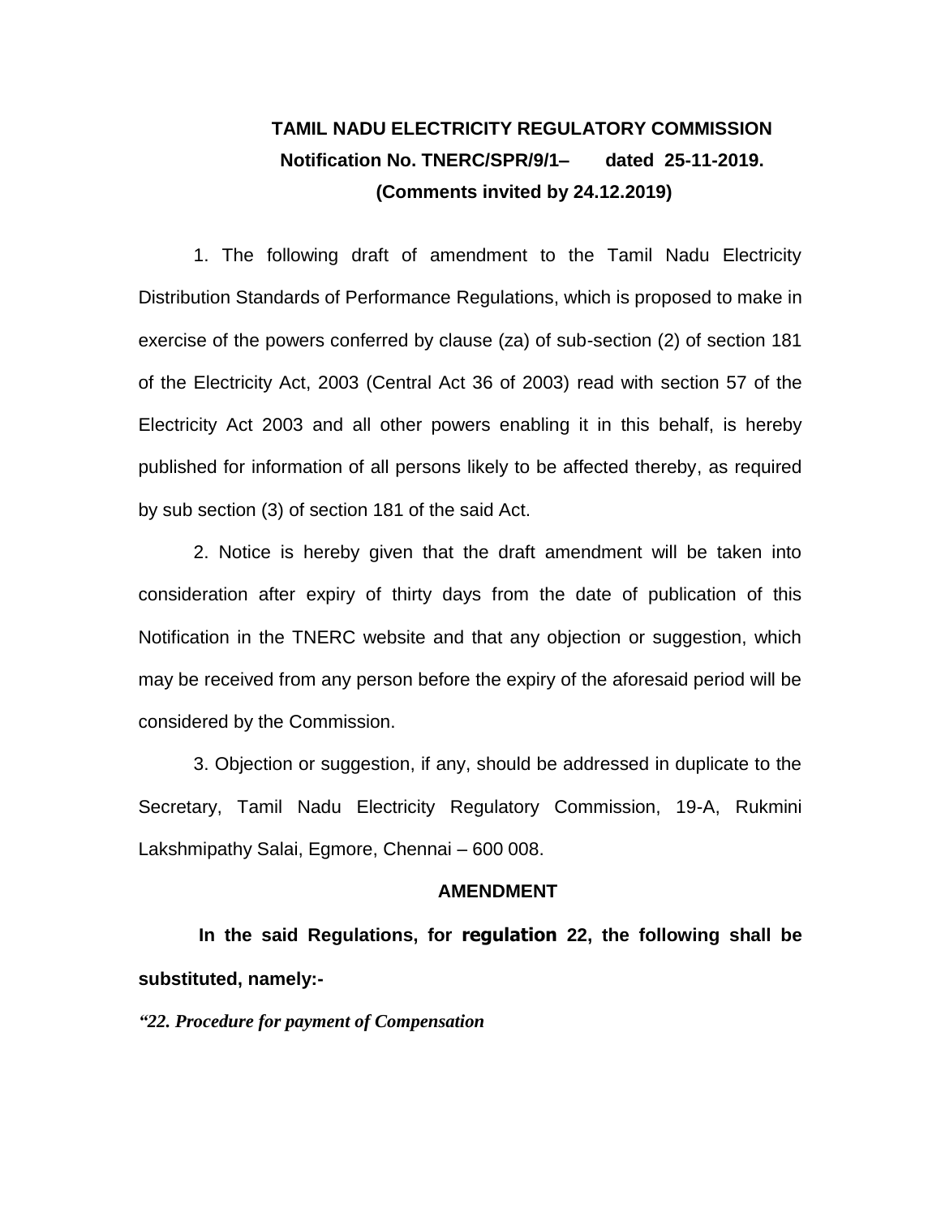**TAMIL NADU ELECTRICITY REGULATORY COMMISSION**
**Notification No. TNERC/SPR/9/1– dated 25-11-2019.**
**(Comments invited by 24.12.2019)**

1. The following draft of amendment to the Tamil Nadu Electricity Distribution Standards of Performance Regulations, which is proposed to make in exercise of the powers conferred by clause (za) of sub-section (2) of section 181 of the Electricity Act, 2003 (Central Act 36 of 2003) read with section 57 of the Electricity Act 2003 and all other powers enabling it in this behalf, is hereby published for information of all persons likely to be affected thereby, as required by sub section (3) of section 181 of the said Act.

2. Notice is hereby given that the draft amendment will be taken into consideration after expiry of thirty days from the date of publication of this Notification in the TNERC website and that any objection or suggestion, which may be received from any person before the expiry of the aforesaid period will be considered by the Commission.

3. Objection or suggestion, if any, should be addressed in duplicate to the Secretary, Tamil Nadu Electricity Regulatory Commission, 19-A, Rukmini Lakshmipathy Salai, Egmore, Chennai – 600 008.

**AMENDMENT**

**In the said Regulations, for regulation 22, the following shall be substituted, namely:-**

***"22. Procedure for payment of Compensation***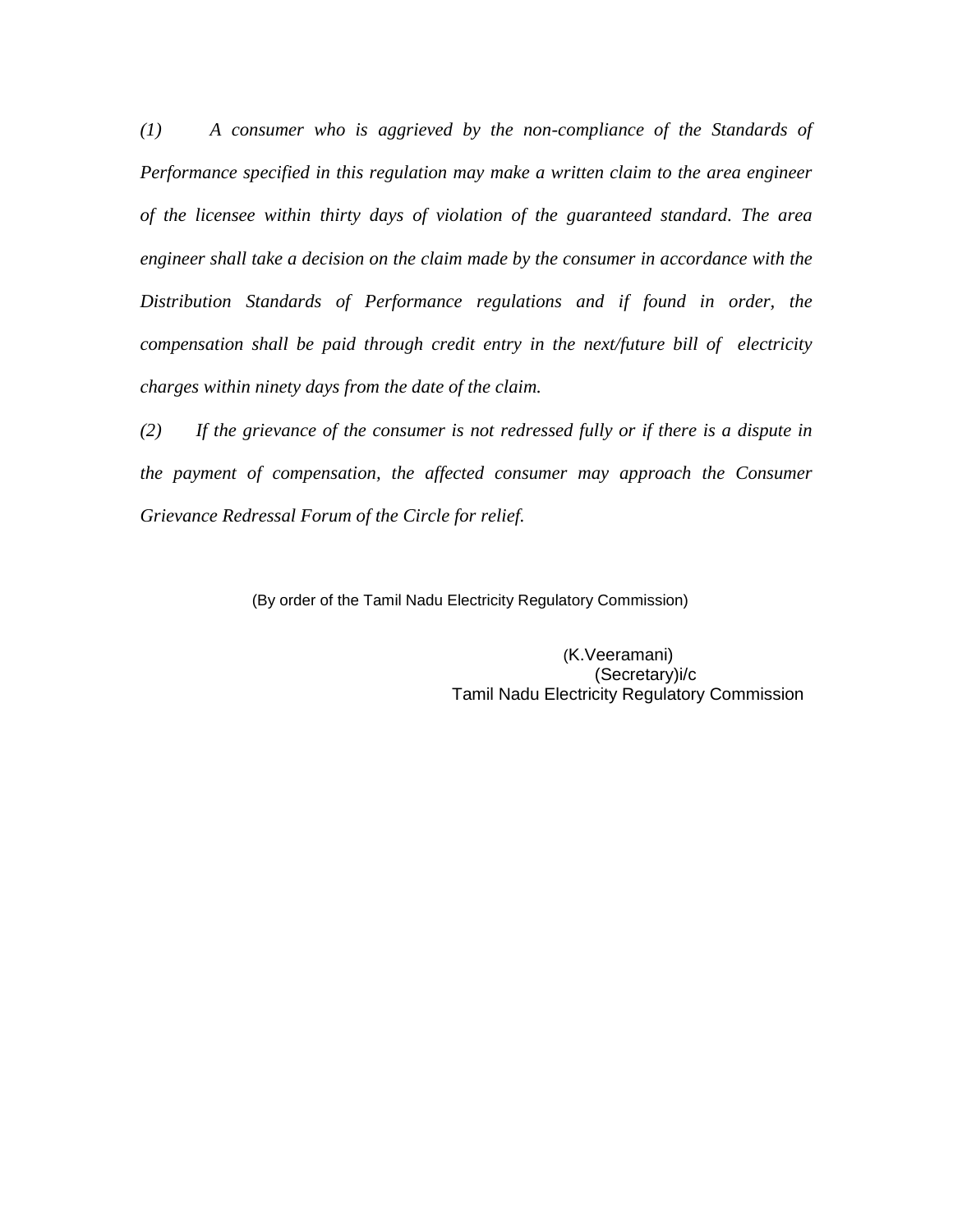*(1) A consumer who is aggrieved by the non-compliance of the Standards of Performance specified in this regulation may make a written claim to the area engineer of the licensee within thirty days of violation of the guaranteed standard. The area engineer shall take a decision on the claim made by the consumer in accordance with the Distribution Standards of Performance regulations and if found in order, the compensation shall be paid through credit entry in the next/future bill of electricity charges within ninety days from the date of the claim.*

*(2) If the grievance of the consumer is not redressed fully or if there is a dispute in the payment of compensation, the affected consumer may approach the Consumer Grievance Redressal Forum of the Circle for relief.*

(By order of the Tamil Nadu Electricity Regulatory Commission)

(K.Veeramani)
(Secretary)i/c
Tamil Nadu Electricity Regulatory Commission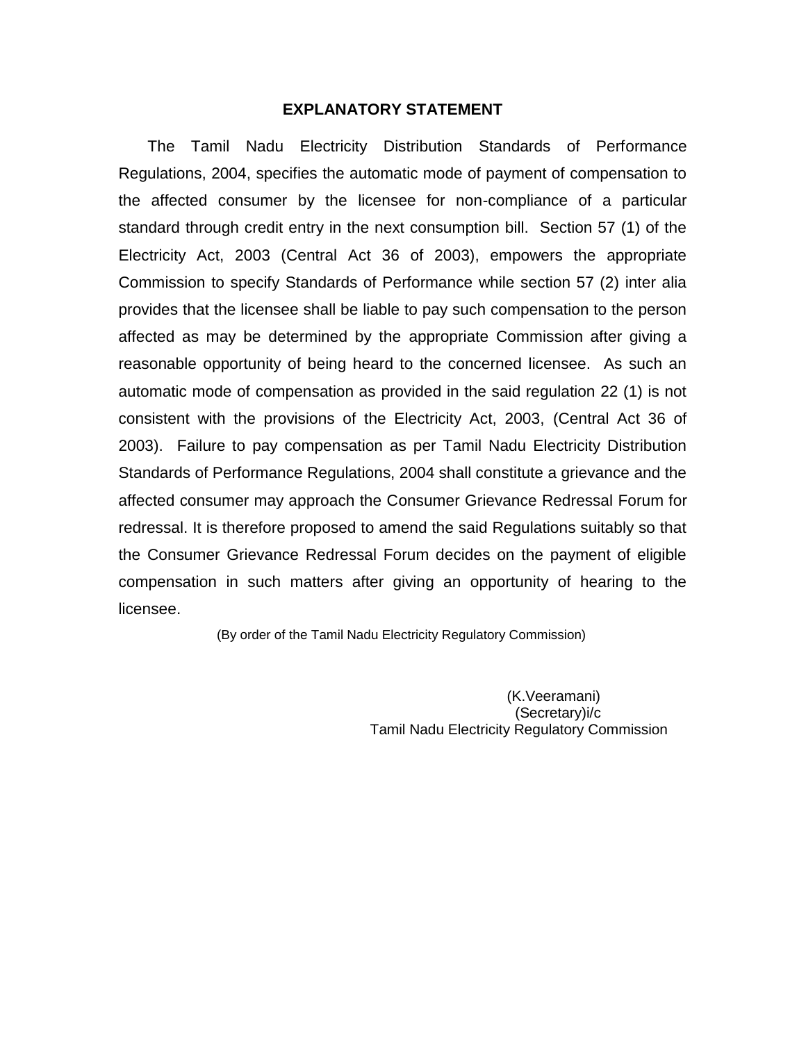## EXPLANATORY STATEMENT

The Tamil Nadu Electricity Distribution Standards of Performance Regulations, 2004, specifies the automatic mode of payment of compensation to the affected consumer by the licensee for non-compliance of a particular standard through credit entry in the next consumption bill. Section 57 (1) of the Electricity Act, 2003 (Central Act 36 of 2003), empowers the appropriate Commission to specify Standards of Performance while section 57 (2) inter alia provides that the licensee shall be liable to pay such compensation to the person affected as may be determined by the appropriate Commission after giving a reasonable opportunity of being heard to the concerned licensee. As such an automatic mode of compensation as provided in the said regulation 22 (1) is not consistent with the provisions of the Electricity Act, 2003, (Central Act 36 of 2003). Failure to pay compensation as per Tamil Nadu Electricity Distribution Standards of Performance Regulations, 2004 shall constitute a grievance and the affected consumer may approach the Consumer Grievance Redressal Forum for redressal. It is therefore proposed to amend the said Regulations suitably so that the Consumer Grievance Redressal Forum decides on the payment of eligible compensation in such matters after giving an opportunity of hearing to the licensee.

(By order of the Tamil Nadu Electricity Regulatory Commission)

(K.Veeramani)
(Secretary)i/c
Tamil Nadu Electricity Regulatory Commission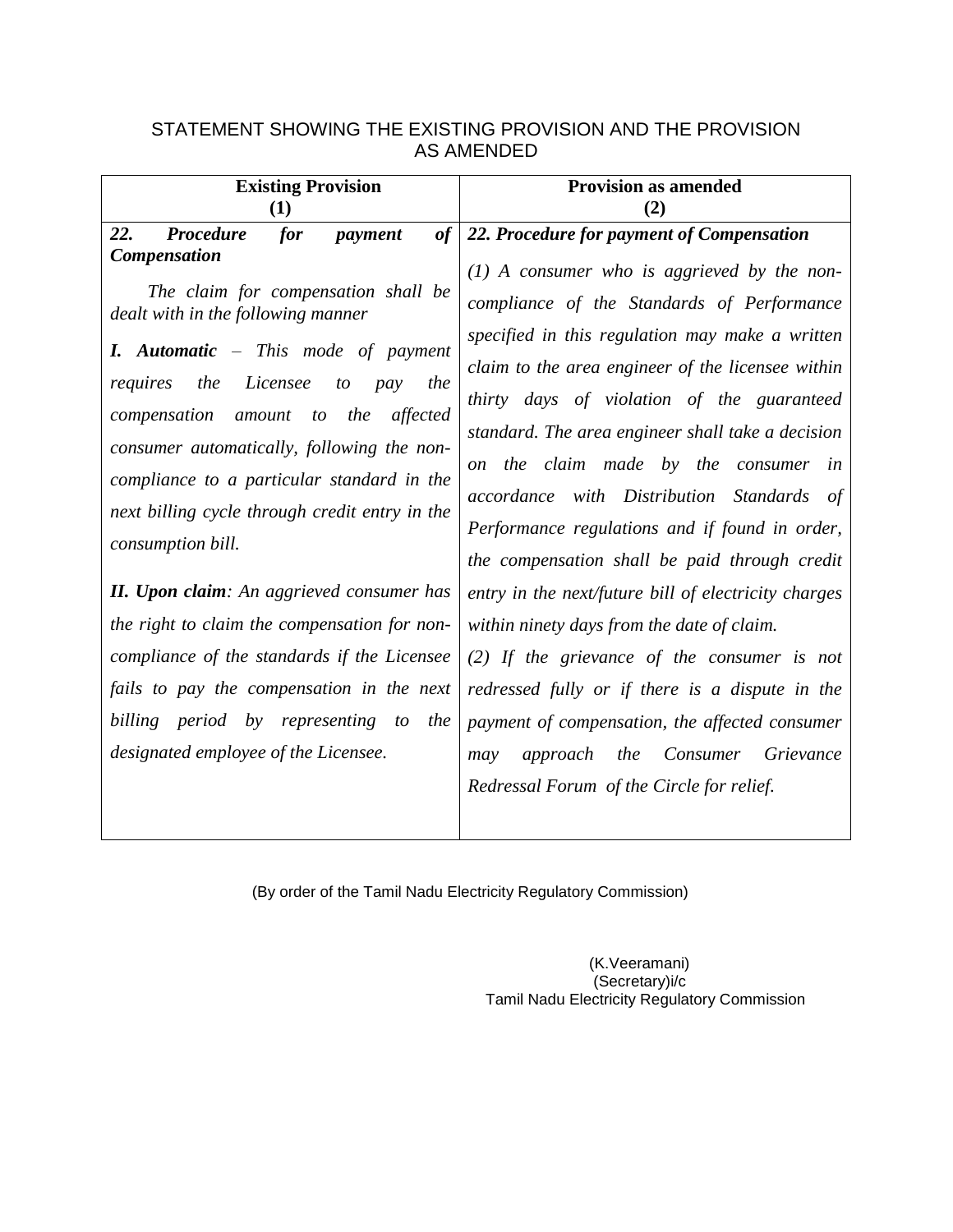STATEMENT SHOWING THE EXISTING PROVISION AND THE PROVISION AS AMENDED

| Existing Provision (1) | Provision as amended (2) |
|---|---|
| ***22. Procedure for payment of Compensation***<br><br>*The claim for compensation shall be dealt with in the following manner*<br><br>***I. Automatic*** *– This mode of payment requires the Licensee to pay the compensation amount to the affected consumer automatically, following the non-compliance to a particular standard in the next billing cycle through credit entry in the consumption bill.*<br><br>***II. Upon claim****: An aggrieved consumer has the right to claim the compensation for non-compliance of the standards if the Licensee fails to pay the compensation in the next billing period by representing to the designated employee of the Licensee.* | ***22. Procedure for payment of Compensation***<br><br>*(1) A consumer who is aggrieved by the non-compliance of the Standards of Performance specified in this regulation may make a written claim to the area engineer of the licensee within thirty days of violation of the guaranteed standard. The area engineer shall take a decision on the claim made by the consumer in accordance with Distribution Standards of Performance regulations and if found in order, the compensation shall be paid through credit entry in the next/future bill of electricity charges within ninety days from the date of claim.*<br><br>*(2) If the grievance of the consumer is not redressed fully or if there is a dispute in the payment of compensation, the affected consumer may approach the Consumer Grievance Redressal Forum of the Circle for relief.* |

(By order of the Tamil Nadu Electricity Regulatory Commission)

(K.Veeramani)
(Secretary)i/c
Tamil Nadu Electricity Regulatory Commission